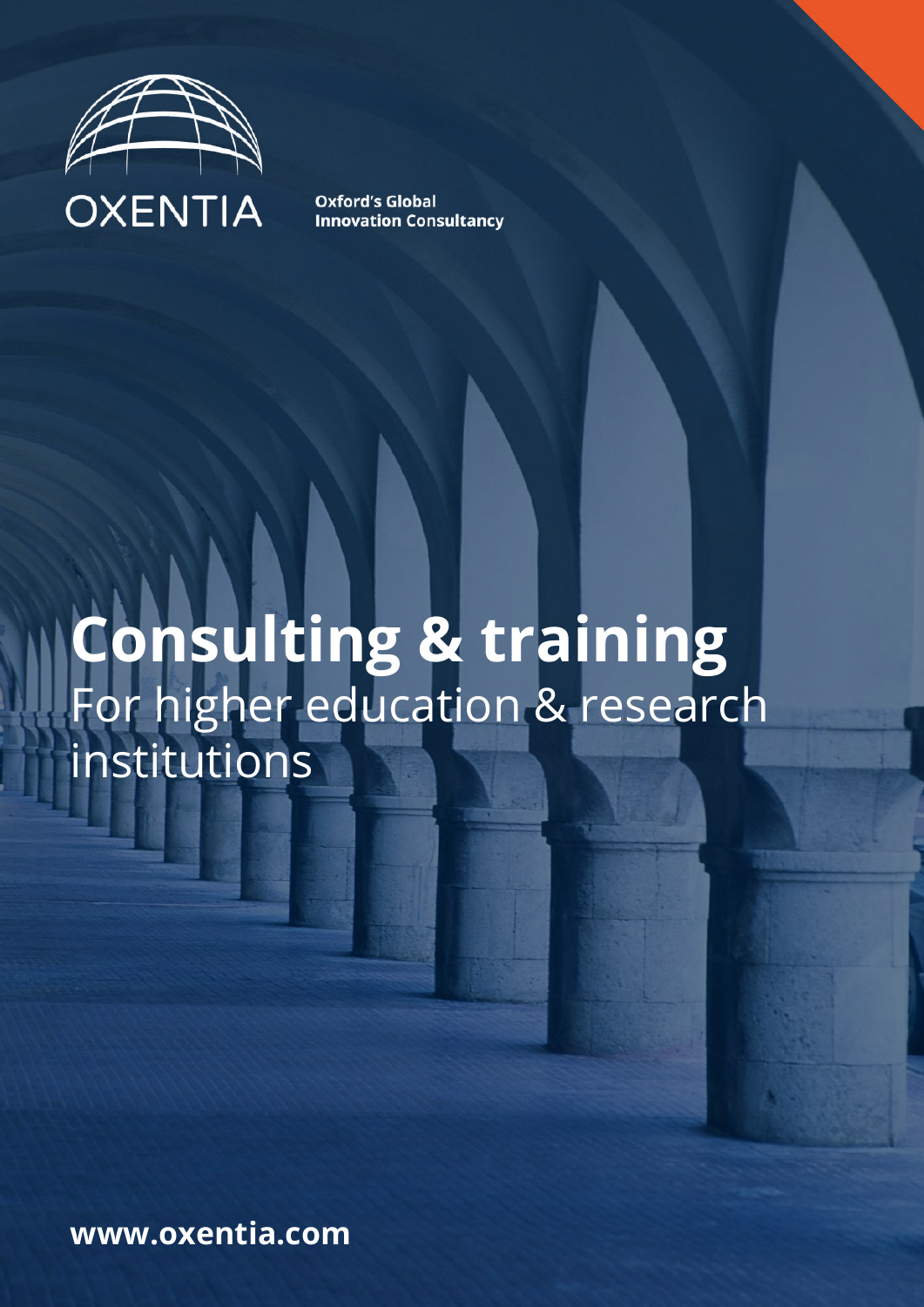OXENTIA

Oxford's Global
Innovation Consultancy

# Consulting & training

For higher education & research institutions

www.oxentia.com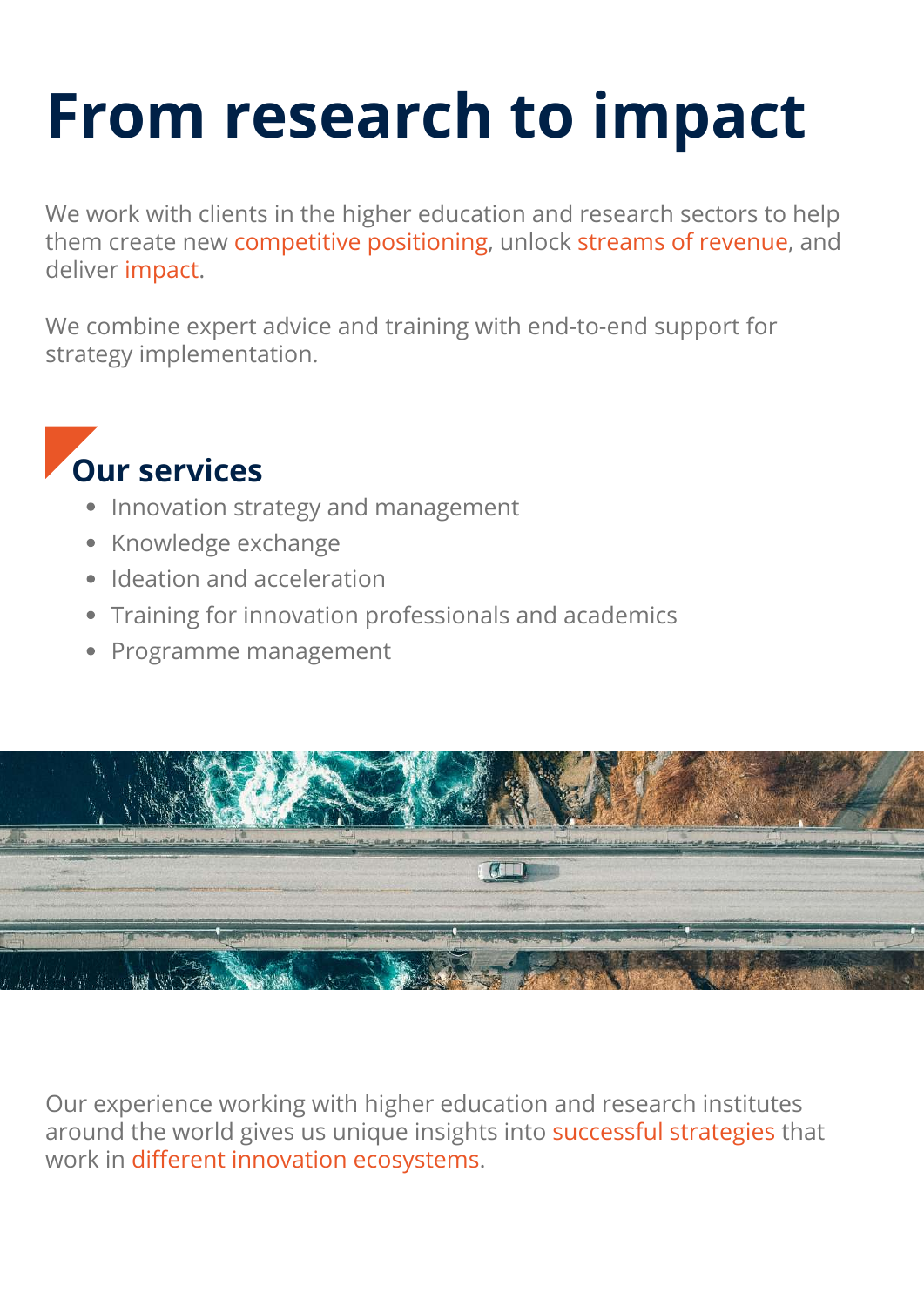# From research to impact

We work with clients in the higher education and research sectors to help them create new competitive positioning, unlock streams of revenue, and deliver impact.

We combine expert advice and training with end-to-end support for strategy implementation.

## Our services

- Innovation strategy and management
- Knowledge exchange
- Ideation and acceleration
- Training for innovation professionals and academics
- Programme management

Our experience working with higher education and research institutes around the world gives us unique insights into successful strategies that work in different innovation ecosystems.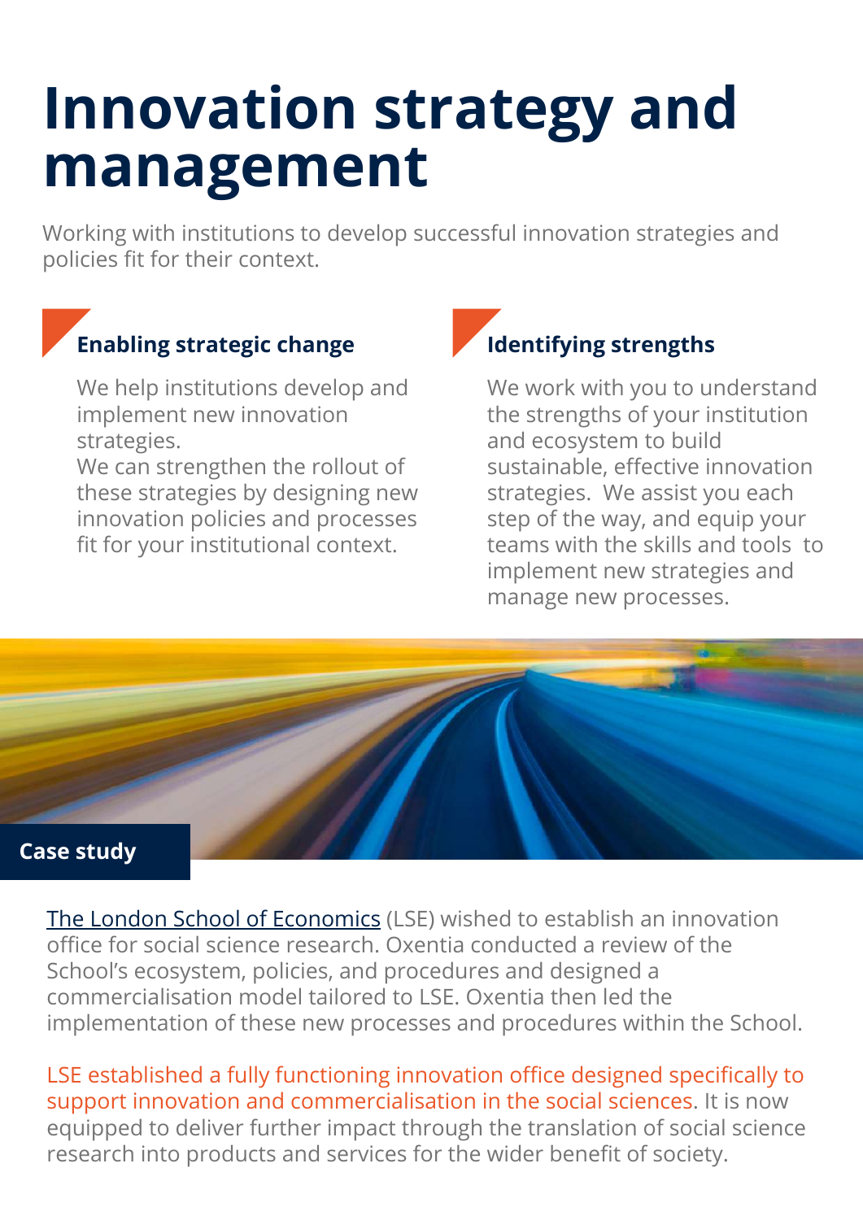# Innovation strategy and management

Working with institutions to develop successful innovation strategies and policies fit for their context.

### Enabling strategic change

We help institutions develop and implement new innovation strategies.
We can strengthen the rollout of these strategies by designing new innovation policies and processes fit for your institutional context.

### Identifying strengths

We work with you to understand the strengths of your institution and ecosystem to build sustainable, effective innovation strategies. We assist you each step of the way, and equip your teams with the skills and tools to implement new strategies and manage new processes.

**Case study**

The London School of Economics (LSE) wished to establish an innovation office for social science research. Oxentia conducted a review of the School's ecosystem, policies, and procedures and designed a commercialisation model tailored to LSE. Oxentia then led the implementation of these new processes and procedures within the School.

LSE established a fully functioning innovation office designed specifically to support innovation and commercialisation in the social sciences. It is now equipped to deliver further impact through the translation of social science research into products and services for the wider benefit of society.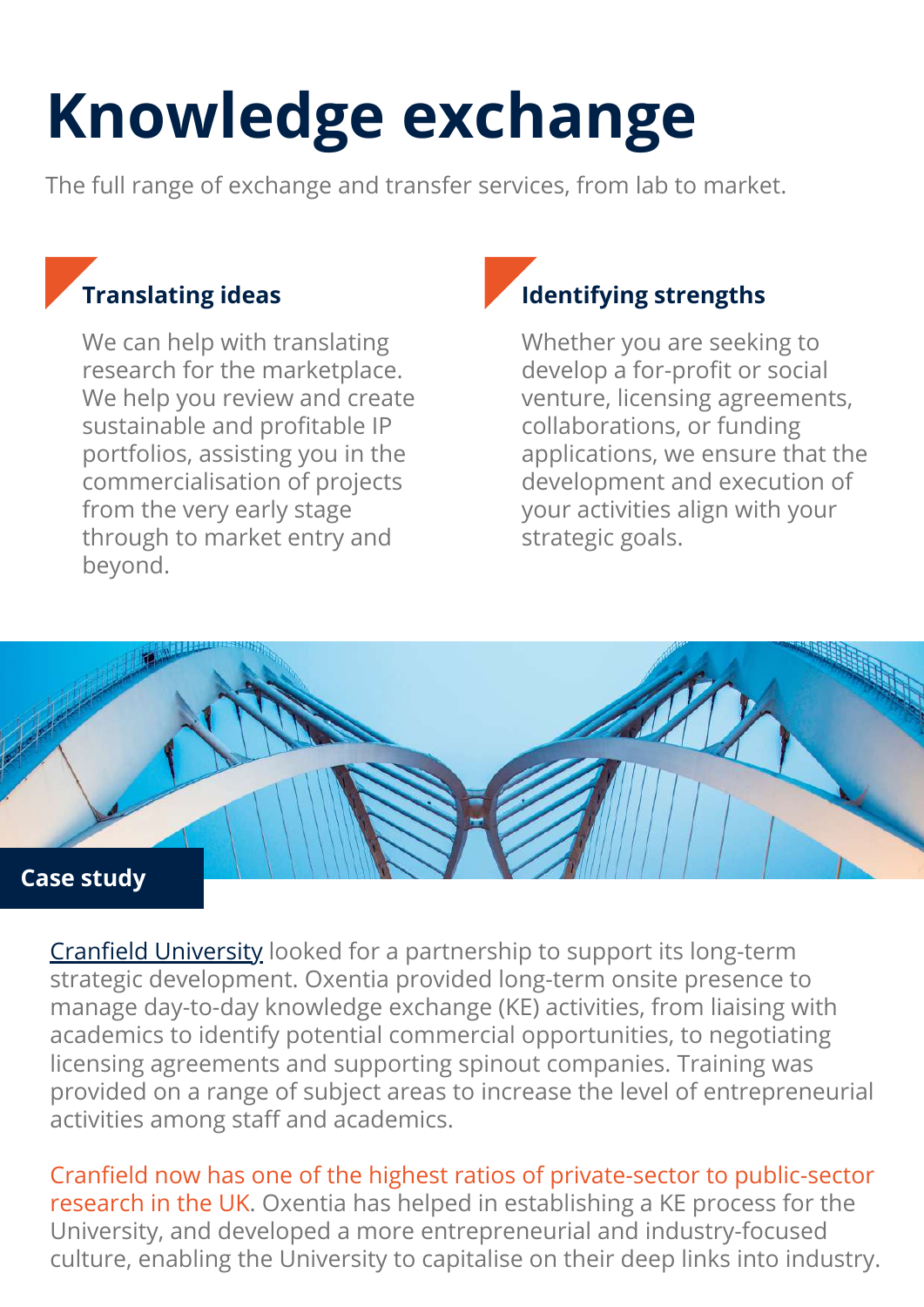# Knowledge exchange

The full range of exchange and transfer services, from lab to market.

## Translating ideas

We can help with translating research for the marketplace. We help you review and create sustainable and profitable IP portfolios, assisting you in the commercialisation of projects from the very early stage through to market entry and beyond.

## Identifying strengths

Whether you are seeking to develop a for-profit or social venture, licensing agreements, collaborations, or funding applications, we ensure that the development and execution of your activities align with your strategic goals.

## Case study

Cranfield University looked for a partnership to support its long-term strategic development. Oxentia provided long-term onsite presence to manage day-to-day knowledge exchange (KE) activities, from liaising with academics to identify potential commercial opportunities, to negotiating licensing agreements and supporting spinout companies. Training was provided on a range of subject areas to increase the level of entrepreneurial activities among staff and academics.

Cranfield now has one of the highest ratios of private-sector to public-sector research in the UK. Oxentia has helped in establishing a KE process for the University, and developed a more entrepreneurial and industry-focused culture, enabling the University to capitalise on their deep links into industry.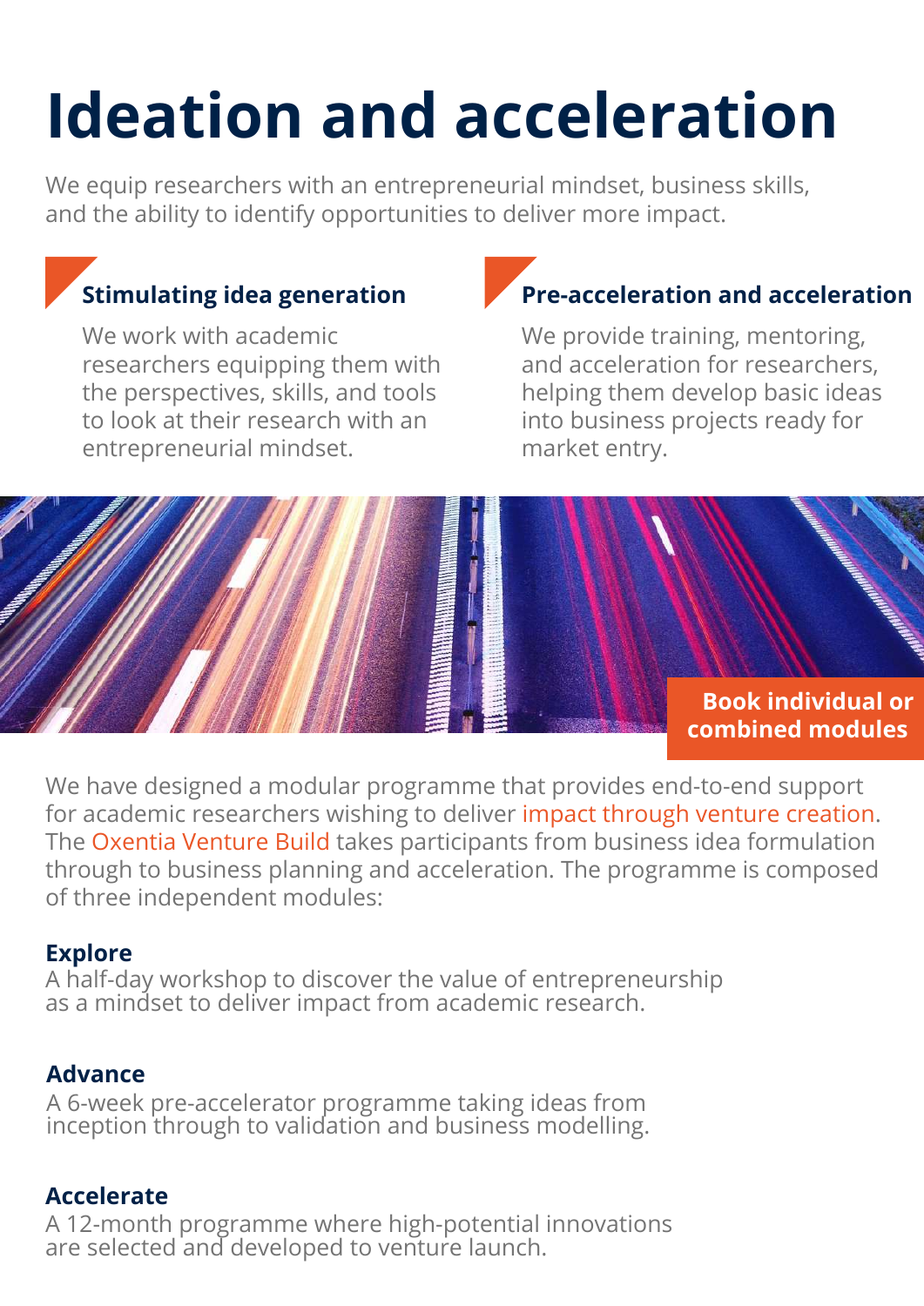# Ideation and acceleration

We equip researchers with an entrepreneurial mindset, business skills, and the ability to identify opportunities to deliver more impact.

### Stimulating idea generation

We work with academic researchers equipping them with the perspectives, skills, and tools to look at their research with an entrepreneurial mindset.

### Pre-acceleration and acceleration

We provide training, mentoring, and acceleration for researchers, helping them develop basic ideas into business projects ready for market entry.

**Book individual or combined modules**

We have designed a modular programme that provides end-to-end support for academic researchers wishing to deliver impact through venture creation. The Oxentia Venture Build takes participants from business idea formulation through to business planning and acceleration. The programme is composed of three independent modules:

**Explore**
A half-day workshop to discover the value of entrepreneurship as a mindset to deliver impact from academic research.

**Advance**
A 6-week pre-accelerator programme taking ideas from inception through to validation and business modelling.

**Accelerate**
A 12-month programme where high-potential innovations are selected and developed to venture launch.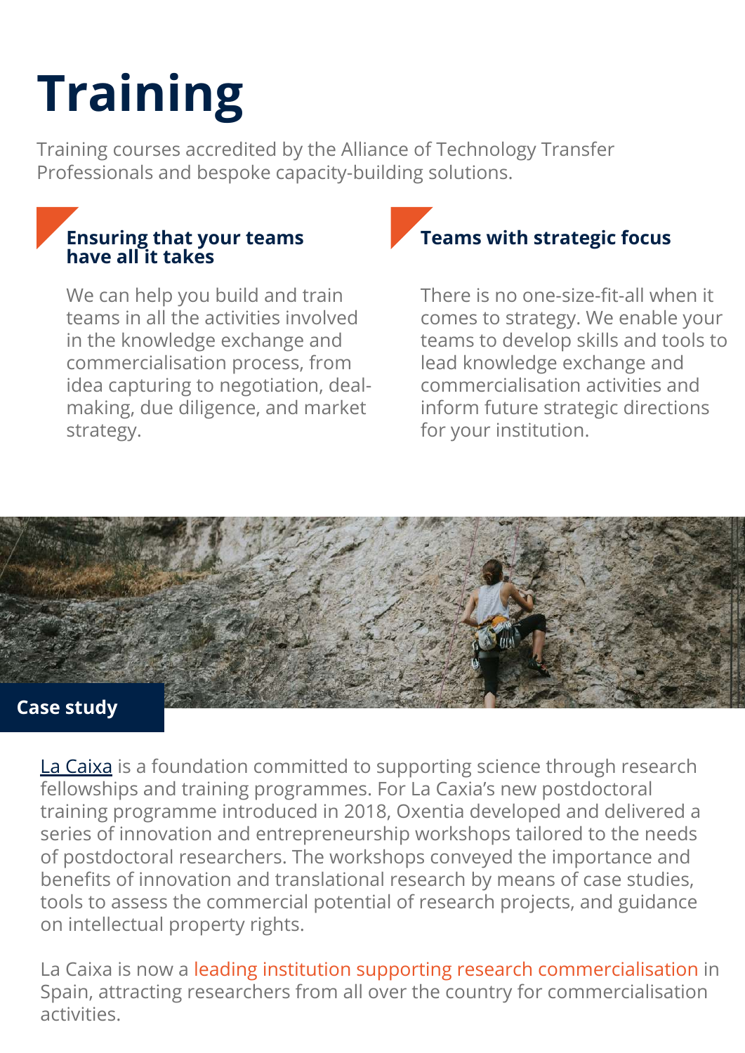# Training

Training courses accredited by the Alliance of Technology Transfer Professionals and bespoke capacity-building solutions.

### Ensuring that your teams have all it takes

We can help you build and train teams in all the activities involved in the knowledge exchange and commercialisation process, from idea capturing to negotiation, deal-making, due diligence, and market strategy.

### Teams with strategic focus

There is no one-size-fit-all when it comes to strategy. We enable your teams to develop skills and tools to lead knowledge exchange and commercialisation activities and inform future strategic directions for your institution.

**Case study**

La Caixa is a foundation committed to supporting science through research fellowships and training programmes. For La Caxia's new postdoctoral training programme introduced in 2018, Oxentia developed and delivered a series of innovation and entrepreneurship workshops tailored to the needs of postdoctoral researchers. The workshops conveyed the importance and benefits of innovation and translational research by means of case studies, tools to assess the commercial potential of research projects, and guidance on intellectual property rights.

La Caixa is now a leading institution supporting research commercialisation in Spain, attracting researchers from all over the country for commercialisation activities.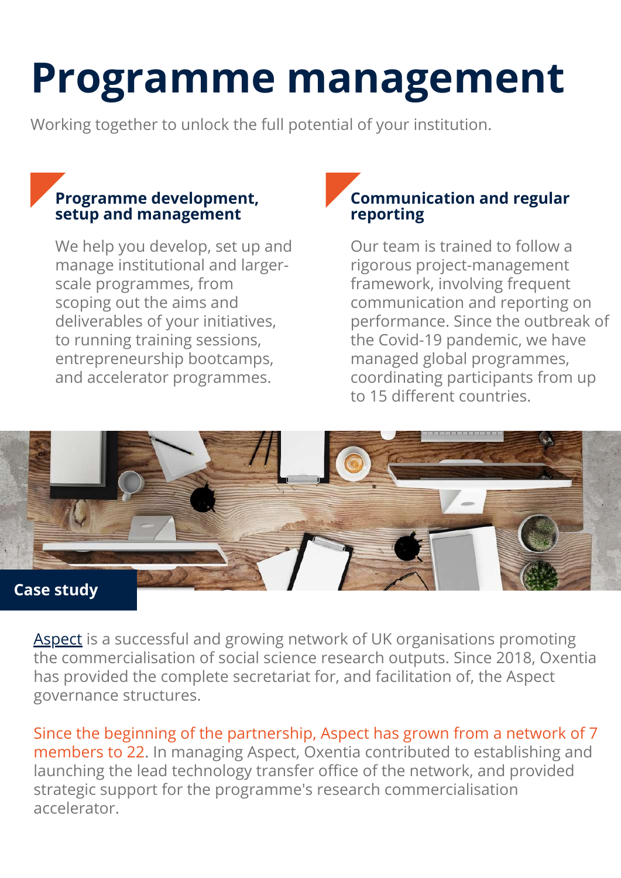# Programme management

Working together to unlock the full potential of your institution.

### Programme development, setup and management

We help you develop, set up and manage institutional and larger-scale programmes, from scoping out the aims and deliverables of your initiatives, to running training sessions, entrepreneurship bootcamps, and accelerator programmes.

### Communication and regular reporting

Our team is trained to follow a rigorous project-management framework, involving frequent communication and reporting on performance. Since the outbreak of the Covid-19 pandemic, we have managed global programmes, coordinating participants from up to 15 different countries.

## Case study

Aspect is a successful and growing network of UK organisations promoting the commercialisation of social science research outputs. Since 2018, Oxentia has provided the complete secretariat for, and facilitation of, the Aspect governance structures.

Since the beginning of the partnership, Aspect has grown from a network of 7 members to 22. In managing Aspect, Oxentia contributed to establishing and launching the lead technology transfer office of the network, and provided strategic support for the programme's research commercialisation accelerator.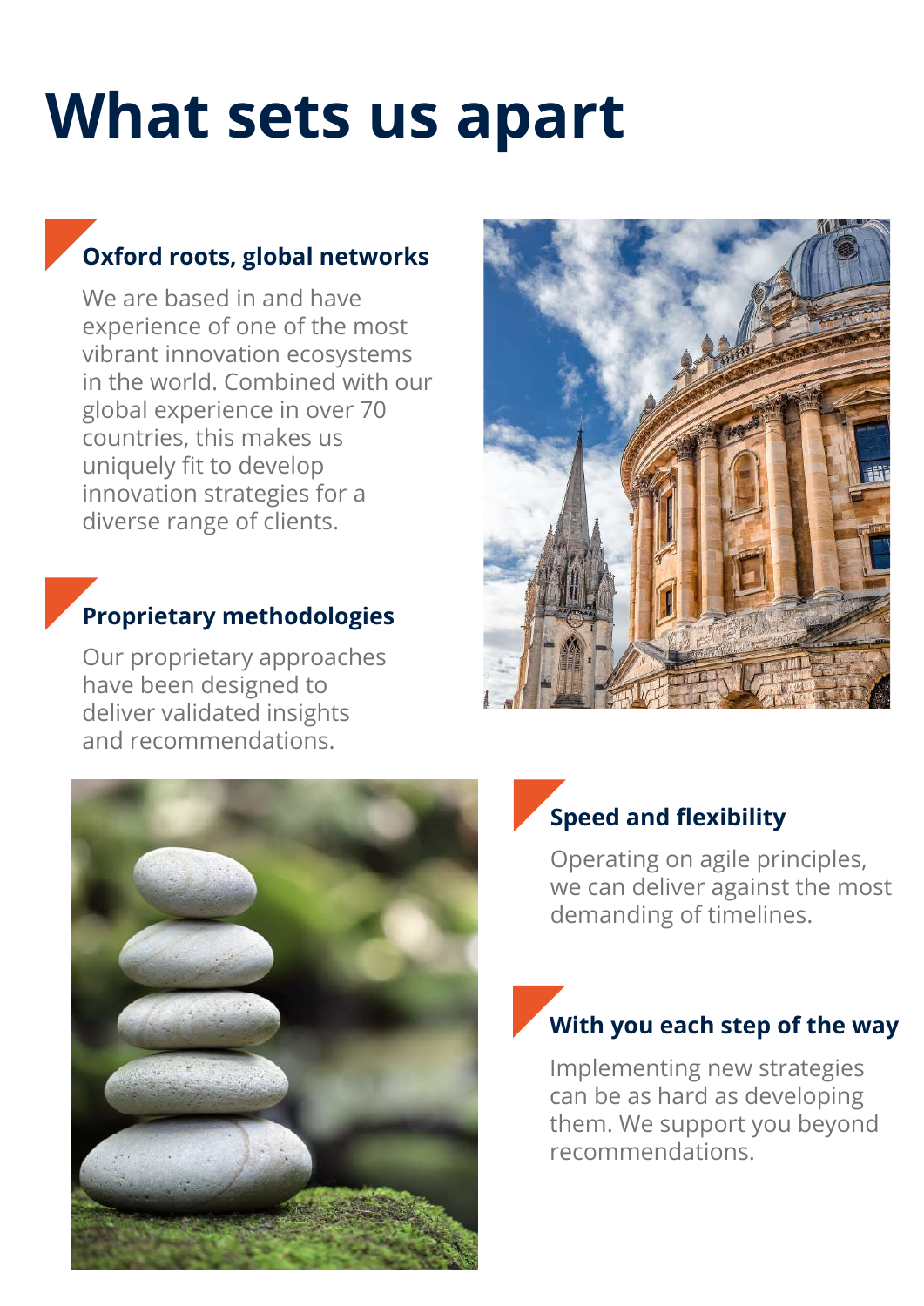# What sets us apart

### Oxford roots, global networks

We are based in and have experience of one of the most vibrant innovation ecosystems in the world. Combined with our global experience in over 70 countries, this makes us uniquely fit to develop innovation strategies for a diverse range of clients.

### Proprietary methodologies

Our proprietary approaches have been designed to deliver validated insights and recommendations.

### Speed and flexibility

Operating on agile principles, we can deliver against the most demanding of timelines.

### With you each step of the way

Implementing new strategies can be as hard as developing them. We support you beyond recommendations.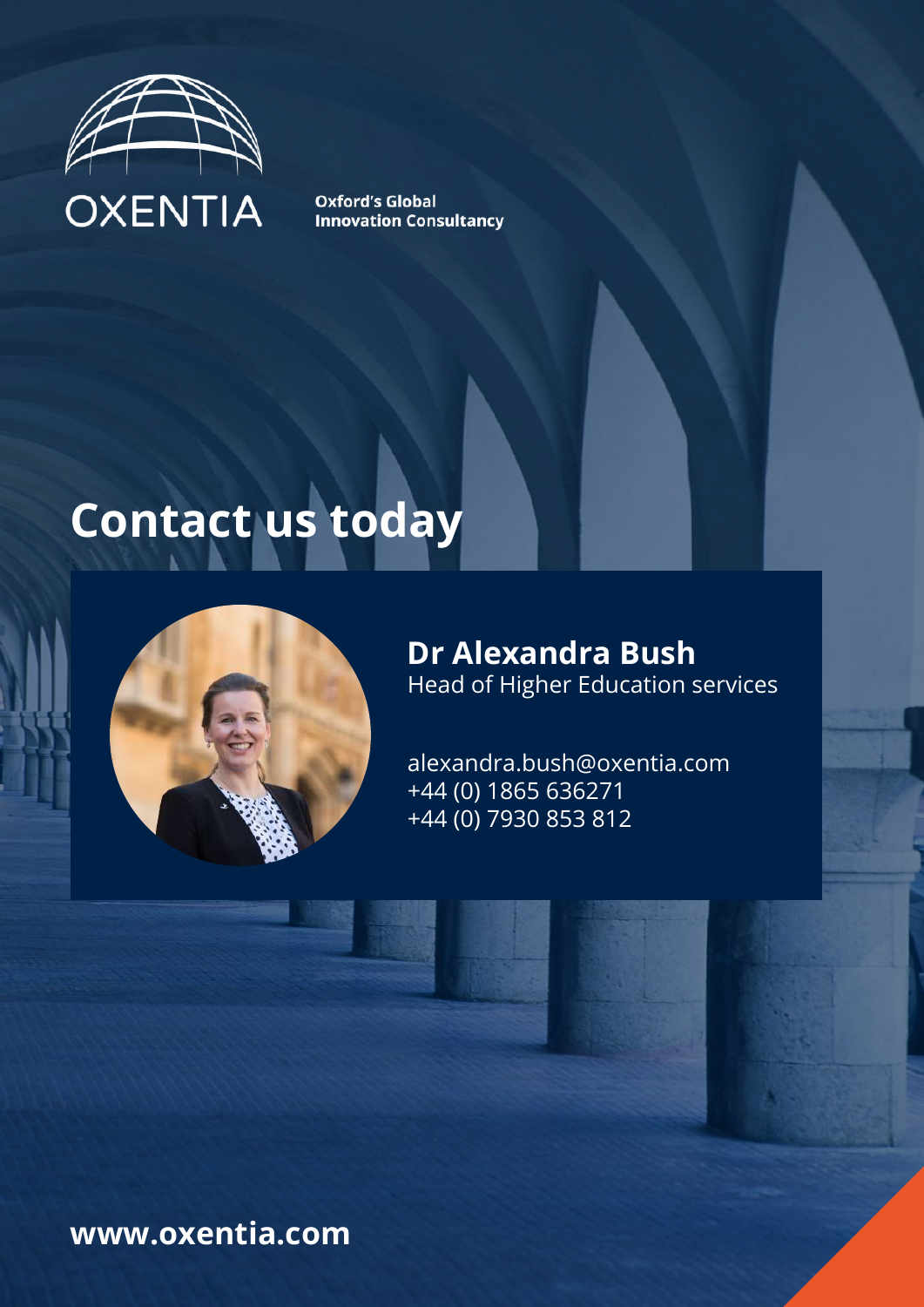OXENTIA

Oxford's Global Innovation Consultancy

# Contact us today

**Dr Alexandra Bush**
Head of Higher Education services

alexandra.bush@oxentia.com
+44 (0) 1865 636271
+44 (0) 7930 853 812

**www.oxentia.com**